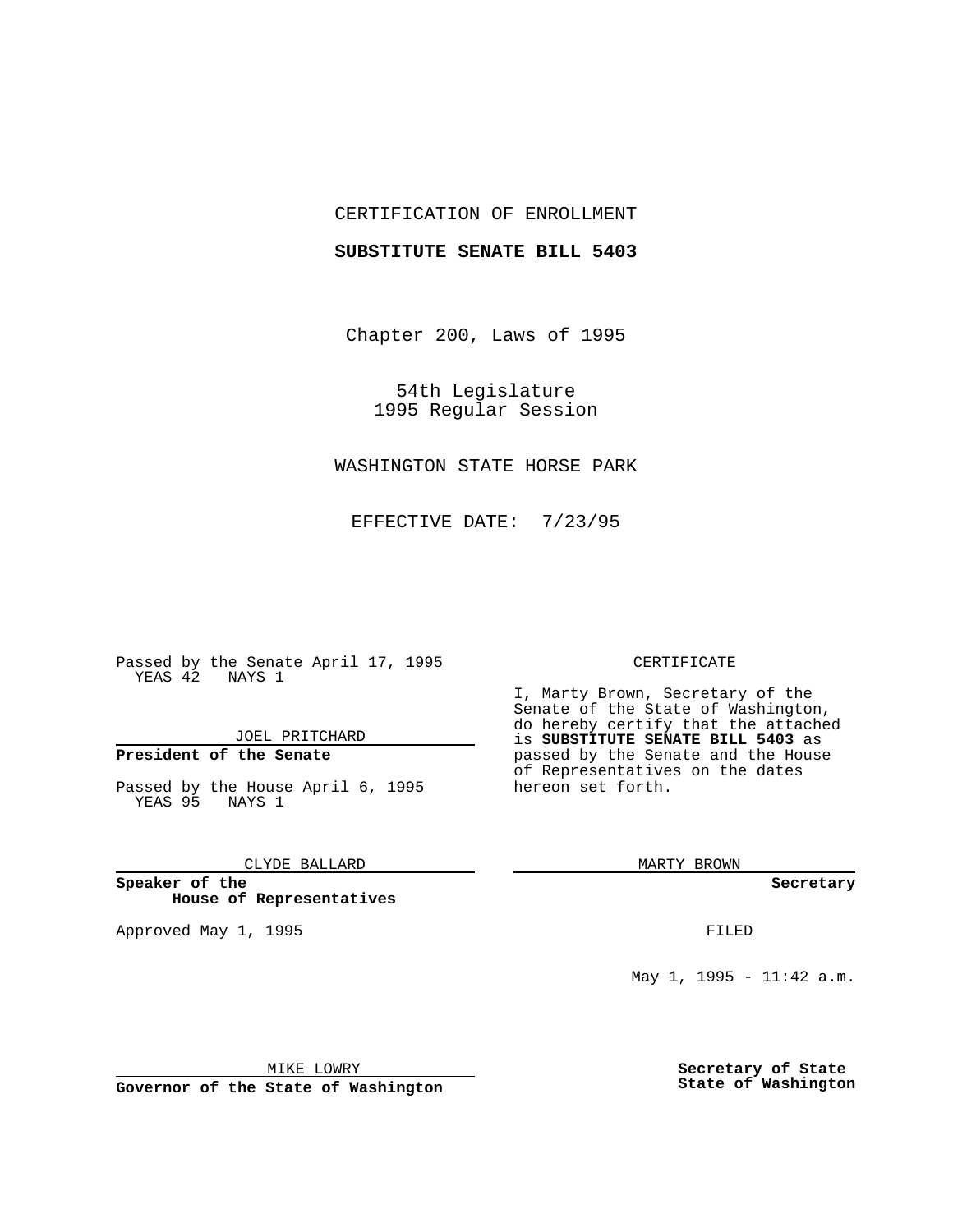CERTIFICATION OF ENROLLMENT

**SUBSTITUTE SENATE BILL 5403**

Chapter 200, Laws of 1995

54th Legislature
1995 Regular Session

WASHINGTON STATE HORSE PARK

EFFECTIVE DATE: 7/23/95

Passed by the Senate April 17, 1995
YEAS 42 NAYS 1

JOEL PRITCHARD

**President of the Senate**

Passed by the House April 6, 1995
YEAS 95 NAYS 1

CLYDE BALLARD

**Speaker of the House of Representatives**

Approved May 1, 1995

MIKE LOWRY

**Governor of the State of Washington**

CERTIFICATE

I, Marty Brown, Secretary of the Senate of the State of Washington, do hereby certify that the attached is **SUBSTITUTE SENATE BILL 5403** as passed by the Senate and the House of Representatives on the dates hereon set forth.

MARTY BROWN

**Secretary**

FILED

May 1, 1995 - 11:42 a.m.

**Secretary of State**
**State of Washington**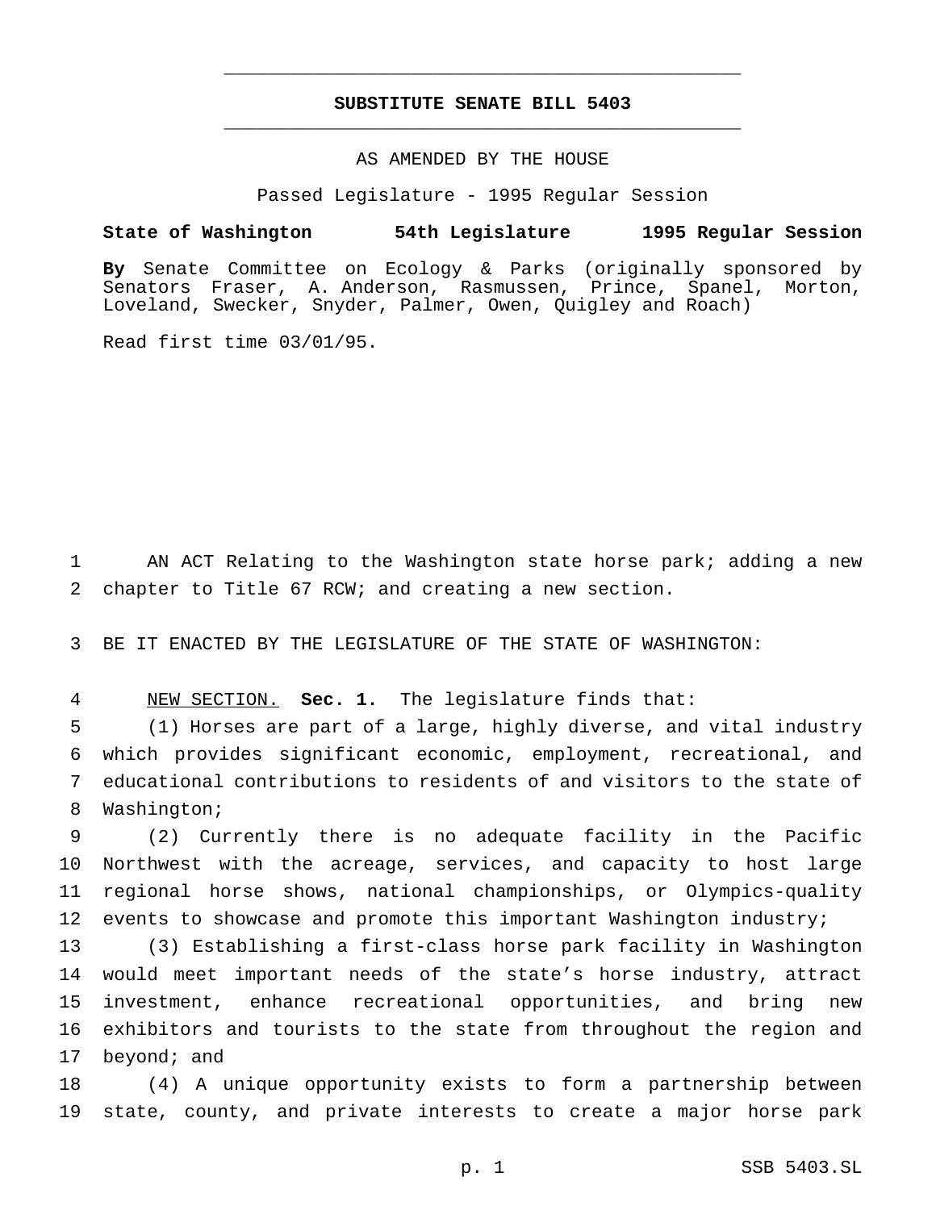# SUBSTITUTE SENATE BILL 5403

AS AMENDED BY THE HOUSE

Passed Legislature - 1995 Regular Session

**State of Washington 54th Legislature 1995 Regular Session**

**By** Senate Committee on Ecology & Parks (originally sponsored by Senators Fraser, A. Anderson, Rasmussen, Prince, Spanel, Morton, Loveland, Swecker, Snyder, Palmer, Owen, Quigley and Roach)

Read first time 03/01/95.

AN ACT Relating to the Washington state horse park; adding a new chapter to Title 67 RCW; and creating a new section.

BE IT ENACTED BY THE LEGISLATURE OF THE STATE OF WASHINGTON:

NEW SECTION. **Sec. 1.** The legislature finds that:

(1) Horses are part of a large, highly diverse, and vital industry which provides significant economic, employment, recreational, and educational contributions to residents of and visitors to the state of Washington;

(2) Currently there is no adequate facility in the Pacific Northwest with the acreage, services, and capacity to host large regional horse shows, national championships, or Olympics-quality events to showcase and promote this important Washington industry;

(3) Establishing a first-class horse park facility in Washington would meet important needs of the state's horse industry, attract investment, enhance recreational opportunities, and bring new exhibitors and tourists to the state from throughout the region and beyond; and

(4) A unique opportunity exists to form a partnership between state, county, and private interests to create a major horse park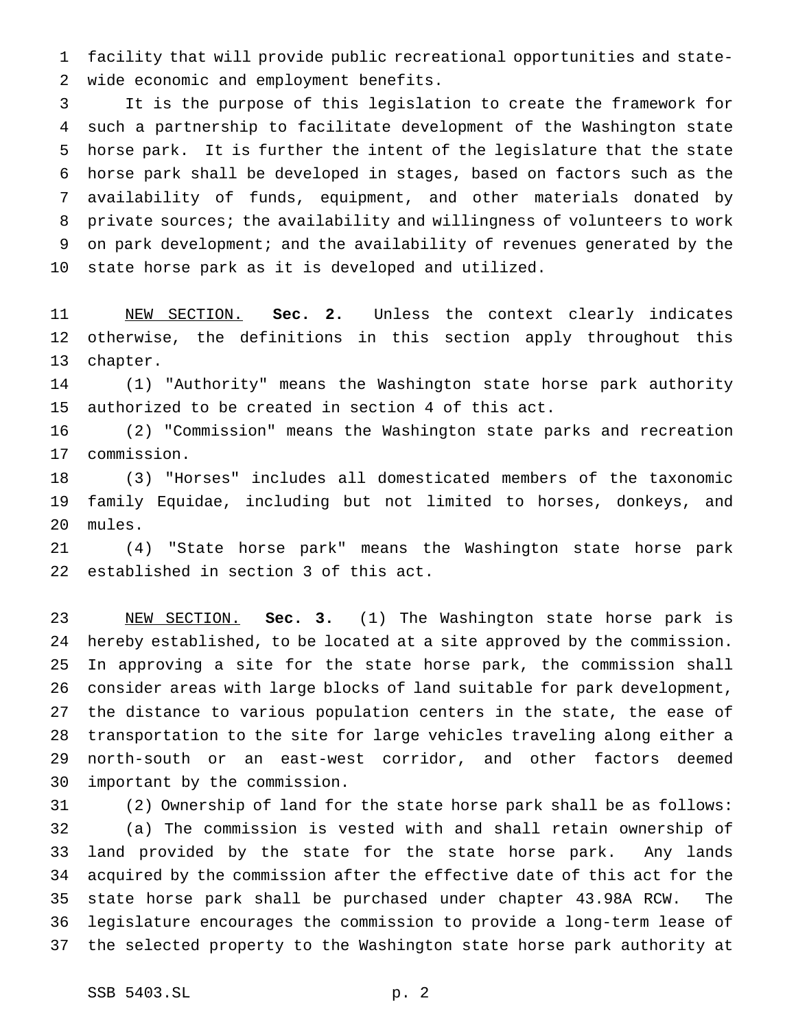facility that will provide public recreational opportunities and state-wide economic and employment benefits.

It is the purpose of this legislation to create the framework for such a partnership to facilitate development of the Washington state horse park. It is further the intent of the legislature that the state horse park shall be developed in stages, based on factors such as the availability of funds, equipment, and other materials donated by private sources; the availability and willingness of volunteers to work on park development; and the availability of revenues generated by the state horse park as it is developed and utilized.

NEW SECTION. **Sec. 2.** Unless the context clearly indicates otherwise, the definitions in this section apply throughout this chapter.

(1) "Authority" means the Washington state horse park authority authorized to be created in section 4 of this act.

(2) "Commission" means the Washington state parks and recreation commission.

(3) "Horses" includes all domesticated members of the taxonomic family Equidae, including but not limited to horses, donkeys, and mules.

(4) "State horse park" means the Washington state horse park established in section 3 of this act.

NEW SECTION. **Sec. 3.** (1) The Washington state horse park is hereby established, to be located at a site approved by the commission. In approving a site for the state horse park, the commission shall consider areas with large blocks of land suitable for park development, the distance to various population centers in the state, the ease of transportation to the site for large vehicles traveling along either a north-south or an east-west corridor, and other factors deemed important by the commission.

(2) Ownership of land for the state horse park shall be as follows:

(a) The commission is vested with and shall retain ownership of land provided by the state for the state horse park. Any lands acquired by the commission after the effective date of this act for the state horse park shall be purchased under chapter 43.98A RCW. The legislature encourages the commission to provide a long-term lease of the selected property to the Washington state horse park authority at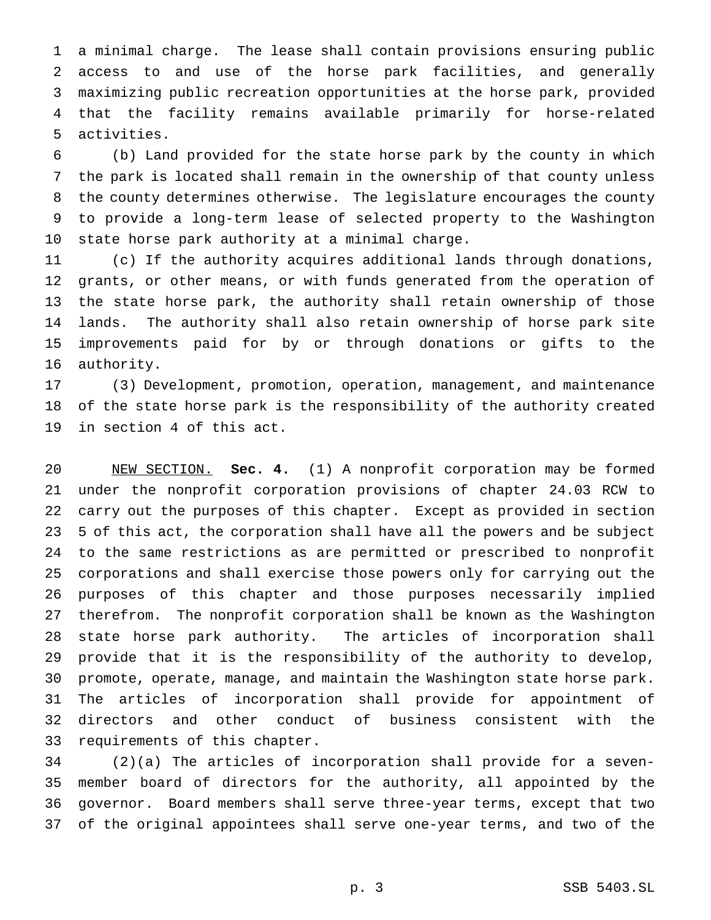a minimal charge. The lease shall contain provisions ensuring public access to and use of the horse park facilities, and generally maximizing public recreation opportunities at the horse park, provided that the facility remains available primarily for horse-related activities.

(b) Land provided for the state horse park by the county in which the park is located shall remain in the ownership of that county unless the county determines otherwise. The legislature encourages the county to provide a long-term lease of selected property to the Washington state horse park authority at a minimal charge.

(c) If the authority acquires additional lands through donations, grants, or other means, or with funds generated from the operation of the state horse park, the authority shall retain ownership of those lands. The authority shall also retain ownership of horse park site improvements paid for by or through donations or gifts to the authority.

(3) Development, promotion, operation, management, and maintenance of the state horse park is the responsibility of the authority created in section 4 of this act.

NEW SECTION. **Sec. 4.** (1) A nonprofit corporation may be formed under the nonprofit corporation provisions of chapter 24.03 RCW to carry out the purposes of this chapter. Except as provided in section 5 of this act, the corporation shall have all the powers and be subject to the same restrictions as are permitted or prescribed to nonprofit corporations and shall exercise those powers only for carrying out the purposes of this chapter and those purposes necessarily implied therefrom. The nonprofit corporation shall be known as the Washington state horse park authority. The articles of incorporation shall provide that it is the responsibility of the authority to develop, promote, operate, manage, and maintain the Washington state horse park. The articles of incorporation shall provide for appointment of directors and other conduct of business consistent with the requirements of this chapter.

(2)(a) The articles of incorporation shall provide for a seven-member board of directors for the authority, all appointed by the governor. Board members shall serve three-year terms, except that two of the original appointees shall serve one-year terms, and two of the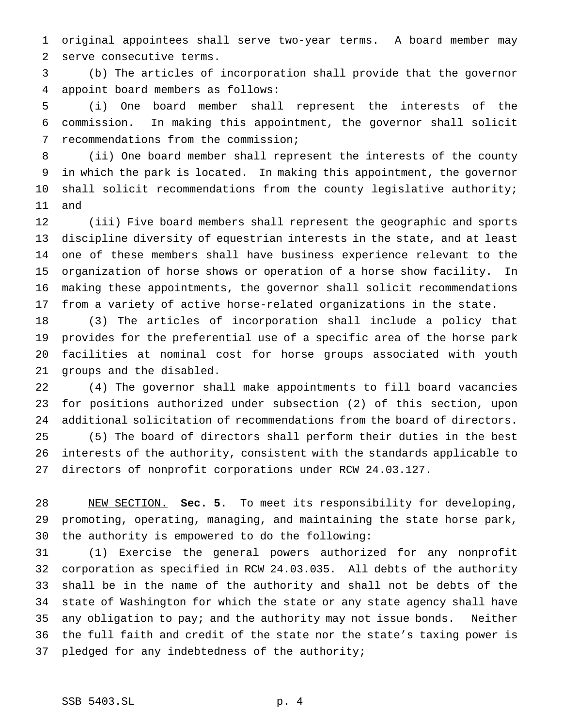original appointees shall serve two-year terms. A board member may serve consecutive terms.

(b) The articles of incorporation shall provide that the governor appoint board members as follows:

(i) One board member shall represent the interests of the commission. In making this appointment, the governor shall solicit recommendations from the commission;

(ii) One board member shall represent the interests of the county in which the park is located. In making this appointment, the governor shall solicit recommendations from the county legislative authority; and

(iii) Five board members shall represent the geographic and sports discipline diversity of equestrian interests in the state, and at least one of these members shall have business experience relevant to the organization of horse shows or operation of a horse show facility. In making these appointments, the governor shall solicit recommendations from a variety of active horse-related organizations in the state.

(3) The articles of incorporation shall include a policy that provides for the preferential use of a specific area of the horse park facilities at nominal cost for horse groups associated with youth groups and the disabled.

(4) The governor shall make appointments to fill board vacancies for positions authorized under subsection (2) of this section, upon additional solicitation of recommendations from the board of directors.

(5) The board of directors shall perform their duties in the best interests of the authority, consistent with the standards applicable to directors of nonprofit corporations under RCW 24.03.127.

NEW SECTION. **Sec. 5.** To meet its responsibility for developing, promoting, operating, managing, and maintaining the state horse park, the authority is empowered to do the following:

(1) Exercise the general powers authorized for any nonprofit corporation as specified in RCW 24.03.035. All debts of the authority shall be in the name of the authority and shall not be debts of the state of Washington for which the state or any state agency shall have any obligation to pay; and the authority may not issue bonds. Neither the full faith and credit of the state nor the state's taxing power is pledged for any indebtedness of the authority;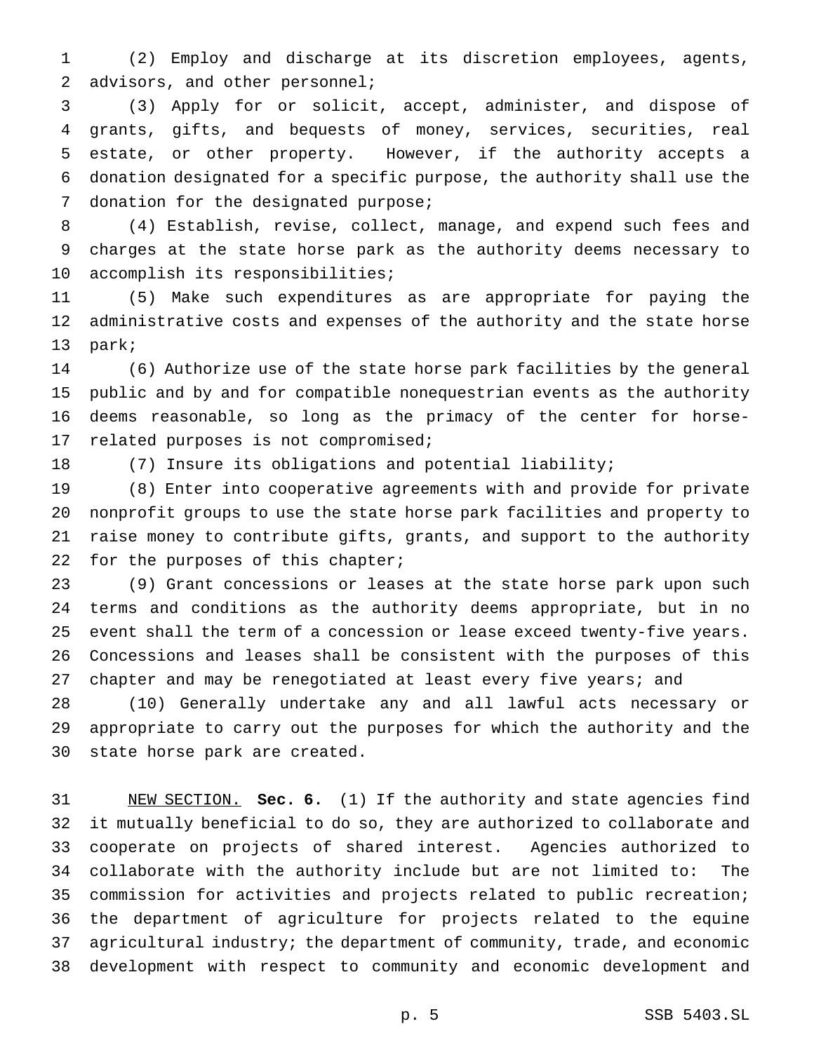(2) Employ and discharge at its discretion employees, agents, advisors, and other personnel;

(3) Apply for or solicit, accept, administer, and dispose of grants, gifts, and bequests of money, services, securities, real estate, or other property. However, if the authority accepts a donation designated for a specific purpose, the authority shall use the donation for the designated purpose;

(4) Establish, revise, collect, manage, and expend such fees and charges at the state horse park as the authority deems necessary to accomplish its responsibilities;

(5) Make such expenditures as are appropriate for paying the administrative costs and expenses of the authority and the state horse park;

(6) Authorize use of the state horse park facilities by the general public and by and for compatible nonequestrian events as the authority deems reasonable, so long as the primacy of the center for horse-related purposes is not compromised;

(7) Insure its obligations and potential liability;

(8) Enter into cooperative agreements with and provide for private nonprofit groups to use the state horse park facilities and property to raise money to contribute gifts, grants, and support to the authority for the purposes of this chapter;

(9) Grant concessions or leases at the state horse park upon such terms and conditions as the authority deems appropriate, but in no event shall the term of a concession or lease exceed twenty-five years. Concessions and leases shall be consistent with the purposes of this chapter and may be renegotiated at least every five years; and

(10) Generally undertake any and all lawful acts necessary or appropriate to carry out the purposes for which the authority and the state horse park are created.

NEW SECTION. **Sec. 6.** (1) If the authority and state agencies find it mutually beneficial to do so, they are authorized to collaborate and cooperate on projects of shared interest. Agencies authorized to collaborate with the authority include but are not limited to: The commission for activities and projects related to public recreation; the department of agriculture for projects related to the equine agricultural industry; the department of community, trade, and economic development with respect to community and economic development and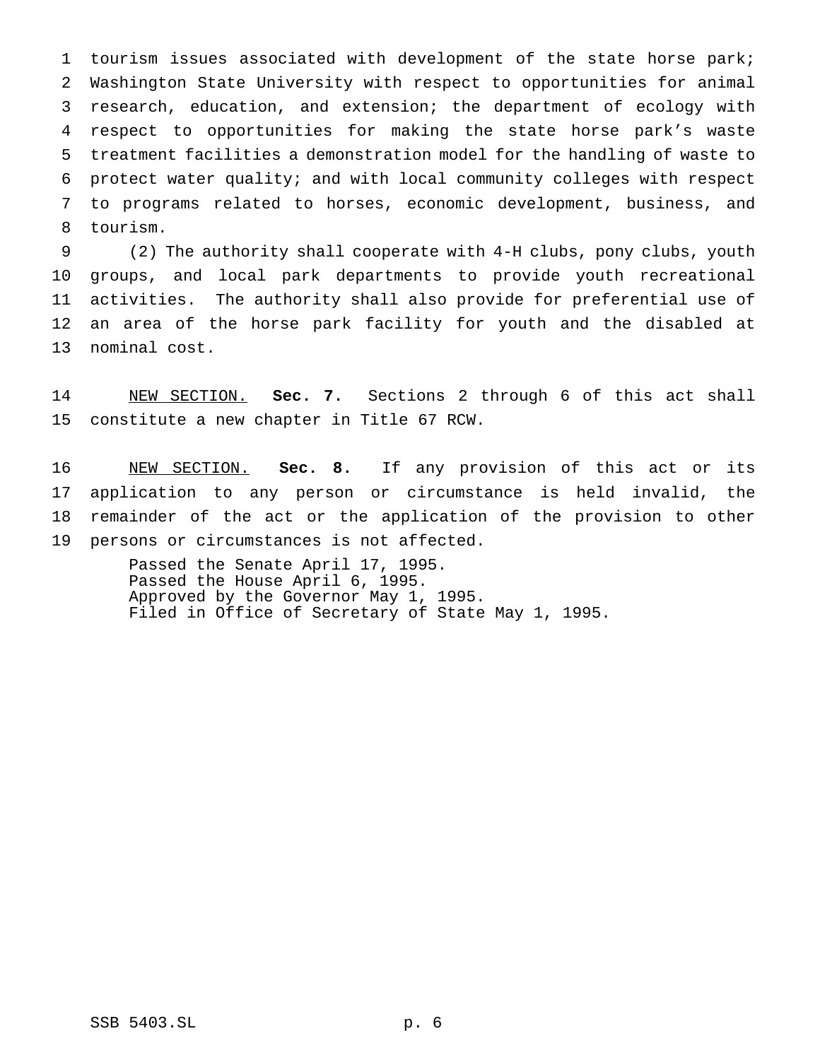tourism issues associated with development of the state horse park; Washington State University with respect to opportunities for animal research, education, and extension; the department of ecology with respect to opportunities for making the state horse park's waste treatment facilities a demonstration model for the handling of waste to protect water quality; and with local community colleges with respect to programs related to horses, economic development, business, and tourism.

(2) The authority shall cooperate with 4-H clubs, pony clubs, youth groups, and local park departments to provide youth recreational activities. The authority shall also provide for preferential use of an area of the horse park facility for youth and the disabled at nominal cost.

NEW SECTION. **Sec. 7.** Sections 2 through 6 of this act shall constitute a new chapter in Title 67 RCW.

NEW SECTION. **Sec. 8.** If any provision of this act or its application to any person or circumstance is held invalid, the remainder of the act or the application of the provision to other persons or circumstances is not affected.

Passed the Senate April 17, 1995.
Passed the House April 6, 1995.
Approved by the Governor May 1, 1995.
Filed in Office of Secretary of State May 1, 1995.